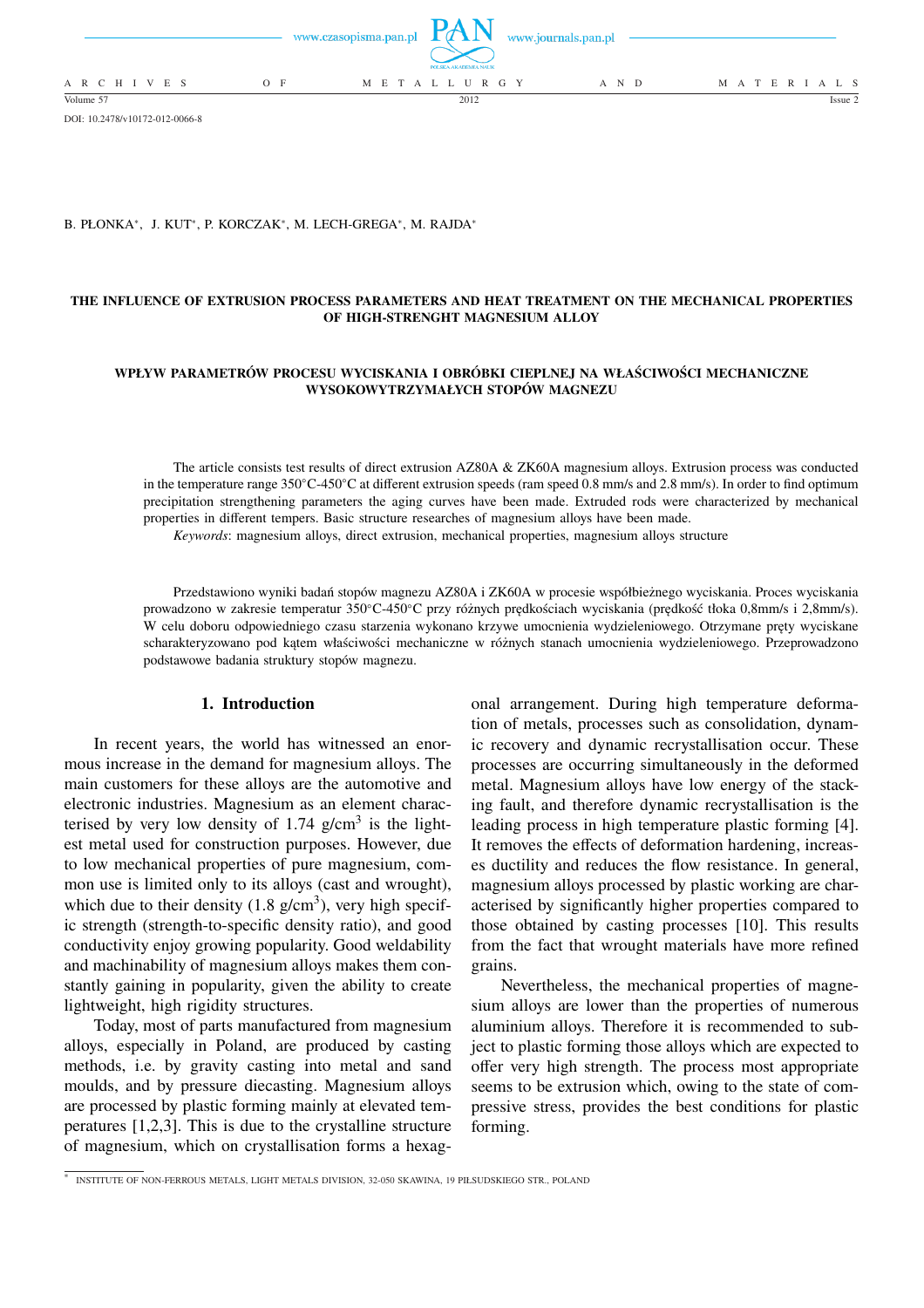DOI: 10.2478/v10172-012-0066-8

B. PŁONKA*, J. KUT*, P. KORCZAK*, M. LECH-GREGA*, M. RAJDA*

# THE INFLUENCE OF EXTRUSION PROCESS PARAMETERS AND HEAT TREATMENT ON THE MECHANICAL PROPERTIES OF HIGH-STRENGHT MAGNESIUM ALLOY

# WPŁYW PARAMETRÓW PROCESU WYCISKANIA I OBRÓBKI CIEPLNEJ NA WŁAŚCIWOŚCI MECHANICZNE WYSOKOWYTRZYMAŁYCH STOPÓW MAGNEZU

The article consists test results of direct extrusion AZ80A & ZK60A magnesium alloys. Extrusion process was conducted in the temperature range 350°C-450°C at different extrusion speeds (ram speed 0.8 mm/s and 2.8 mm/s). In order to find optimum precipitation strengthening parameters the aging curves have been made. Extruded rods were characterized by mechanical properties in different tempers. Basic structure researches of magnesium alloys have been made.

*Keywords*: magnesium alloys, direct extrusion, mechanical properties, magnesium alloys structure

Przedstawiono wyniki badań stopów magnezu AZ80A i ZK60A w procesie współbieżnego wyciskania. Proces wyciskania prowadzono w zakresie temperatur 350°C-450°C przy różnych prędkościach wyciskania (prędkość tłoka 0,8mm/s i 2,8mm/s). W celu doboru odpowiedniego czasu starzenia wykonano krzywe umocnienia wydzieleniowego. Otrzymane pręty wyciskane scharakteryzowano pod kątem właściwości mechaniczne w różnych stanach umocnienia wydzieleniowego. Przeprowadzono podstawowe badania struktury stopów magnezu.

## 1. Introduction

In recent years, the world has witnessed an enormous increase in the demand for magnesium alloys. The main customers for these alloys are the automotive and electronic industries. Magnesium as an element characterised by very low density of 1.74 g/cm$^3$ is the lightest metal used for construction purposes. However, due to low mechanical properties of pure magnesium, common use is limited only to its alloys (cast and wrought), which due to their density (1.8 g/cm$^3$), very high specific strength (strength-to-specific density ratio), and good conductivity enjoy growing popularity. Good weldability and machinability of magnesium alloys makes them constantly gaining in popularity, given the ability to create lightweight, high rigidity structures.

Today, most of parts manufactured from magnesium alloys, especially in Poland, are produced by casting methods, i.e. by gravity casting into metal and sand moulds, and by pressure diecasting. Magnesium alloys are processed by plastic forming mainly at elevated temperatures [1,2,3]. This is due to the crystalline structure of magnesium, which on crystallisation forms a hexagonal arrangement. During high temperature deformation of metals, processes such as consolidation, dynamic recovery and dynamic recrystallisation occur. These processes are occurring simultaneously in the deformed metal. Magnesium alloys have low energy of the stacking fault, and therefore dynamic recrystallisation is the leading process in high temperature plastic forming [4]. It removes the effects of deformation hardening, increases ductility and reduces the flow resistance. In general, magnesium alloys processed by plastic working are characterised by significantly higher properties compared to those obtained by casting processes [10]. This results from the fact that wrought materials have more refined grains.

Nevertheless, the mechanical properties of magnesium alloys are lower than the properties of numerous aluminium alloys. Therefore it is recommended to subject to plastic forming those alloys which are expected to offer very high strength. The process most appropriate seems to be extrusion which, owing to the state of compressive stress, provides the best conditions for plastic forming.

* INSTITUTE OF NON-FERROUS METALS, LIGHT METALS DIVISION, 32-050 SKAWINA, 19 PIŁSUDSKIEGO STR., POLAND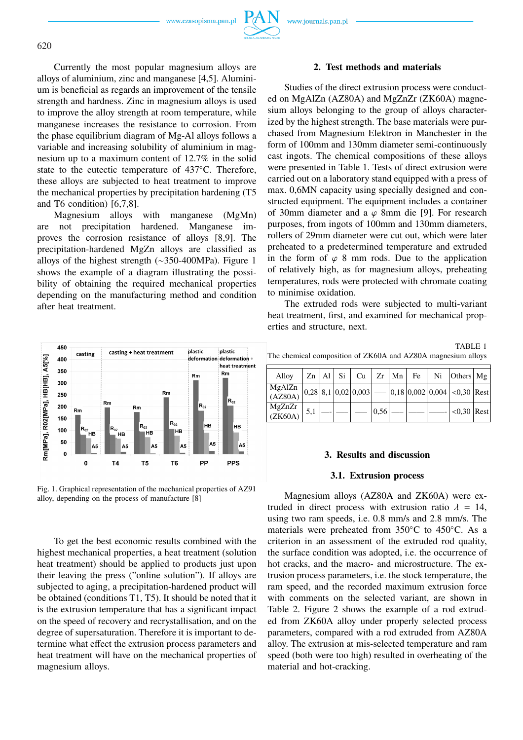Currently the most popular magnesium alloys are alloys of aluminium, zinc and manganese [4,5]. Aluminium is beneficial as regards an improvement of the tensile strength and hardness. Zinc in magnesium alloys is used to improve the alloy strength at room temperature, while manganese increases the resistance to corrosion. From the phase equilibrium diagram of Mg-Al alloys follows a variable and increasing solubility of aluminium in magnesium up to a maximum content of 12.7% in the solid state to the eutectic temperature of 437°C. Therefore, these alloys are subjected to heat treatment to improve the mechanical properties by precipitation hardening (T5 and T6 condition) [6,7,8].

Magnesium alloys with manganese (MgMn) are not precipitation hardened. Manganese improves the corrosion resistance of alloys [8,9]. The precipitation-hardened MgZn alloys are classified as alloys of the highest strength (~350-400MPa). Figure 1 shows the example of a diagram illustrating the possibility of obtaining the required mechanical properties depending on the manufacturing method and condition after heat treatment.

Fig. 1. Graphical representation of the mechanical properties of AZ91 alloy, depending on the process of manufacture [8]

To get the best economic results combined with the highest mechanical properties, a heat treatment (solution heat treatment) should be applied to products just upon their leaving the press ("online solution"). If alloys are subjected to aging, a precipitation-hardened product will be obtained (conditions T1, T5). It should be noted that it is the extrusion temperature that has a significant impact on the speed of recovery and recrystallisation, and on the degree of supersaturation. Therefore it is important to determine what effect the extrusion process parameters and heat treatment will have on the mechanical properties of magnesium alloys.

## 2. Test methods and materials

Studies of the direct extrusion process were conducted on MgAlZn (AZ80A) and MgZnZr (ZK60A) magnesium alloys belonging to the group of alloys characterized by the highest strength. The base materials were purchased from Magnesium Elektron in Manchester in the form of 100mm and 130mm diameter semi-continuously cast ingots. The chemical compositions of these alloys were presented in Table 1. Tests of direct extrusion were carried out on a laboratory stand equipped with a press of max. 0,6MN capacity using specially designed and constructed equipment. The equipment includes a container of 30mm diameter and a $\varphi$ 8mm die [9]. For research purposes, from ingots of 100mm and 130mm diameters, rollers of 29mm diameter were cut out, which were later preheated to a predetermined temperature and extruded in the form of $\varphi$ 8 mm rods. Due to the application of relatively high, as for magnesium alloys, preheating temperatures, rods were protected with chromate coating to minimise oxidation.

The extruded rods were subjected to multi-variant heat treatment, first, and examined for mechanical properties and structure, next.

TABLE 1
The chemical composition of ZK60A and AZ80A magnesium alloys

| Alloy | Zn | Al | Si | Cu | Zr | Mn | Fe | Ni | Others | Mg |
|---|---|---|---|---|---|---|---|---|---|---|
| MgAlZn (AZ80A) | 0,28 | 8,1 | 0,02 | 0,003 | — | 0,18 | 0,002 | 0,004 | <0,30 | Rest |
| MgZnZr (ZK60A) | 5,1 | — | — | — | 0,56 | — | — | — | <0,30 | Rest |

## 3. Results and discussion

### 3.1. Extrusion process

Magnesium alloys (AZ80A and ZK60A) were extruded in direct process with extrusion ratio $\lambda$ = 14, using two ram speeds, i.e. 0.8 mm/s and 2.8 mm/s. The materials were preheated from 350°C to 450°C. As a criterion in an assessment of the extruded rod quality, the surface condition was adopted, i.e. the occurrence of hot cracks, and the macro- and microstructure. The extrusion process parameters, i.e. the stock temperature, the ram speed, and the recorded maximum extrusion force with comments on the selected variant, are shown in Table 2. Figure 2 shows the example of a rod extruded from ZK60A alloy under properly selected process parameters, compared with a rod extruded from AZ80A alloy. The extrusion at mis-selected temperature and ram speed (both were too high) resulted in overheating of the material and hot-cracking.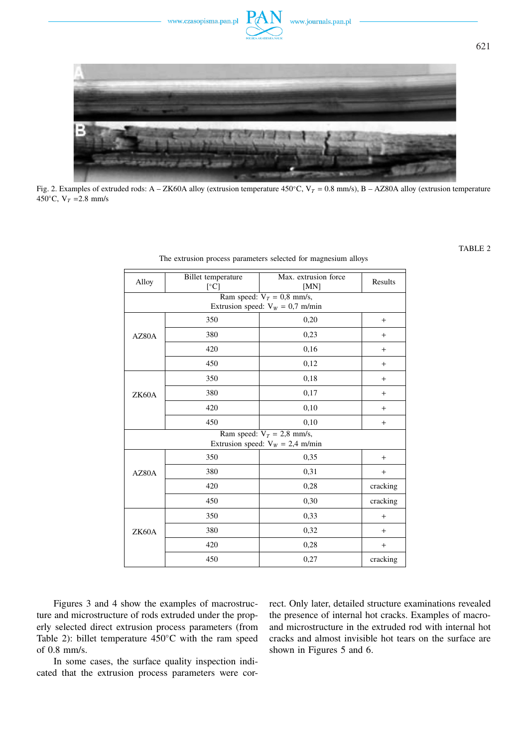Fig. 2. Examples of extruded rods: A – ZK60A alloy (extrusion temperature 450°C, $V_T$ = 0.8 mm/s), B – AZ80A alloy (extrusion temperature 450°C, $V_T$ =2.8 mm/s)

TABLE 2

The extrusion process parameters selected for magnesium alloys

| Alloy | Billet temperature [°C] | Max. extrusion force [MN] | Results |
|---|---|---|---|
| Ram speed: $V_T$ = 0,8 mm/s, Extrusion speed: $V_W$ = 0,7 m/min | | | |
| AZ80A | 350 | 0,20 | + |
| | 380 | 0,23 | + |
| | 420 | 0,16 | + |
| | 450 | 0,12 | + |
| ZK60A | 350 | 0,18 | + |
| | 380 | 0,17 | + |
| | 420 | 0,10 | + |
| | 450 | 0,10 | + |
| Ram speed: $V_T$ = 2,8 mm/s, Extrusion speed: $V_W$ = 2,4 m/min | | | |
| AZ80A | 350 | 0,35 | + |
| | 380 | 0,31 | + |
| | 420 | 0,28 | cracking |
| | 450 | 0,30 | cracking |
| ZK60A | 350 | 0,33 | + |
| | 380 | 0,32 | + |
| | 420 | 0,28 | + |
| | 450 | 0,27 | cracking |

Figures 3 and 4 show the examples of macrostructure and microstructure of rods extruded under the properly selected direct extrusion process parameters (from Table 2): billet temperature 450°C with the ram speed of 0.8 mm/s.

In some cases, the surface quality inspection indicated that the extrusion process parameters were correct. Only later, detailed structure examinations revealed the presence of internal hot cracks. Examples of macro- and microstructure in the extruded rod with internal hot cracks and almost invisible hot tears on the surface are shown in Figures 5 and 6.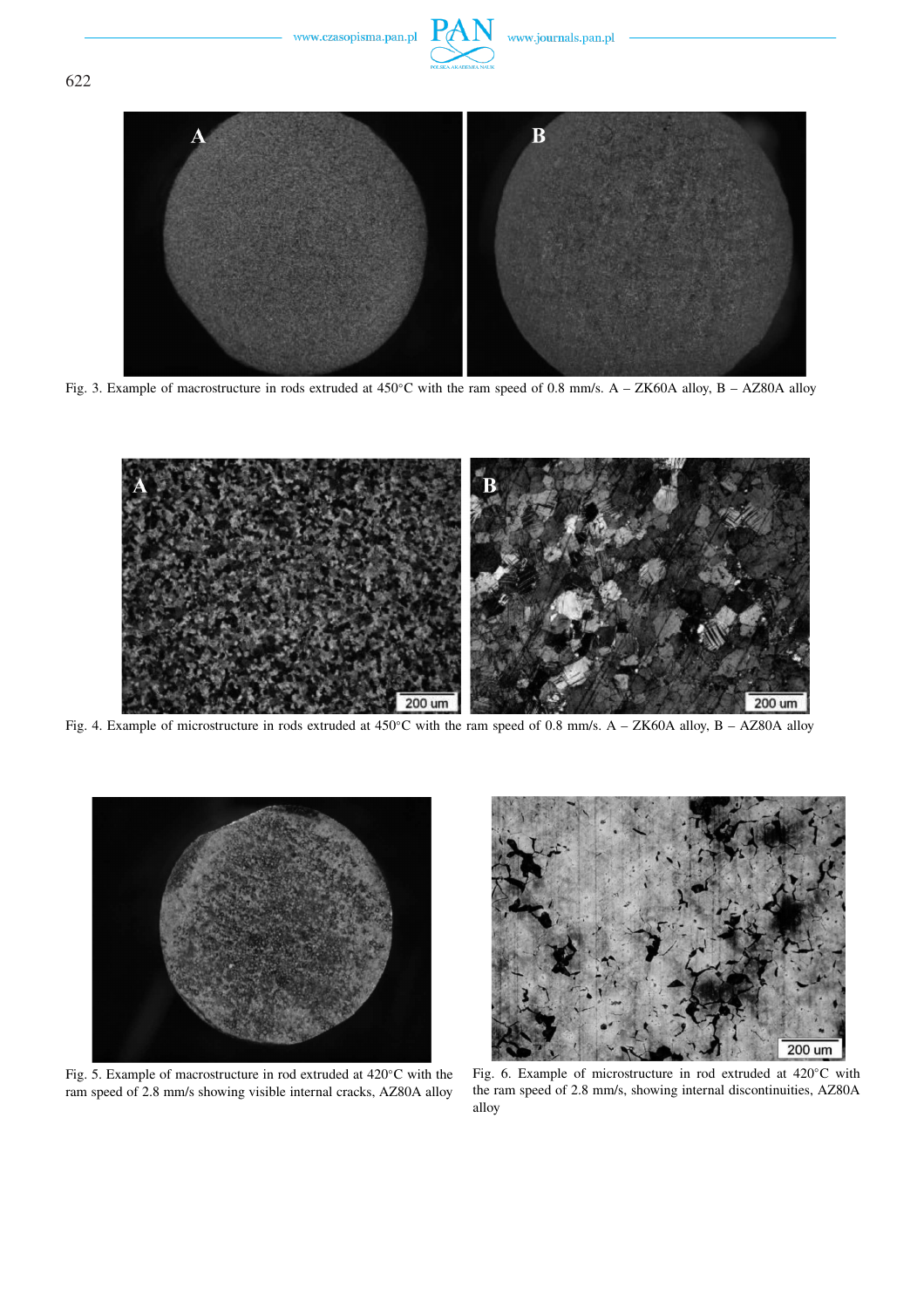Fig. 3. Example of macrostructure in rods extruded at 450°C with the ram speed of 0.8 mm/s. A – ZK60A alloy, B – AZ80A alloy

Fig. 4. Example of microstructure in rods extruded at 450°C with the ram speed of 0.8 mm/s. A – ZK60A alloy, B – AZ80A alloy

Fig. 5. Example of macrostructure in rod extruded at 420°C with the ram speed of 2.8 mm/s showing visible internal cracks, AZ80A alloy

Fig. 6. Example of microstructure in rod extruded at 420°C with the ram speed of 2.8 mm/s, showing internal discontinuities, AZ80A alloy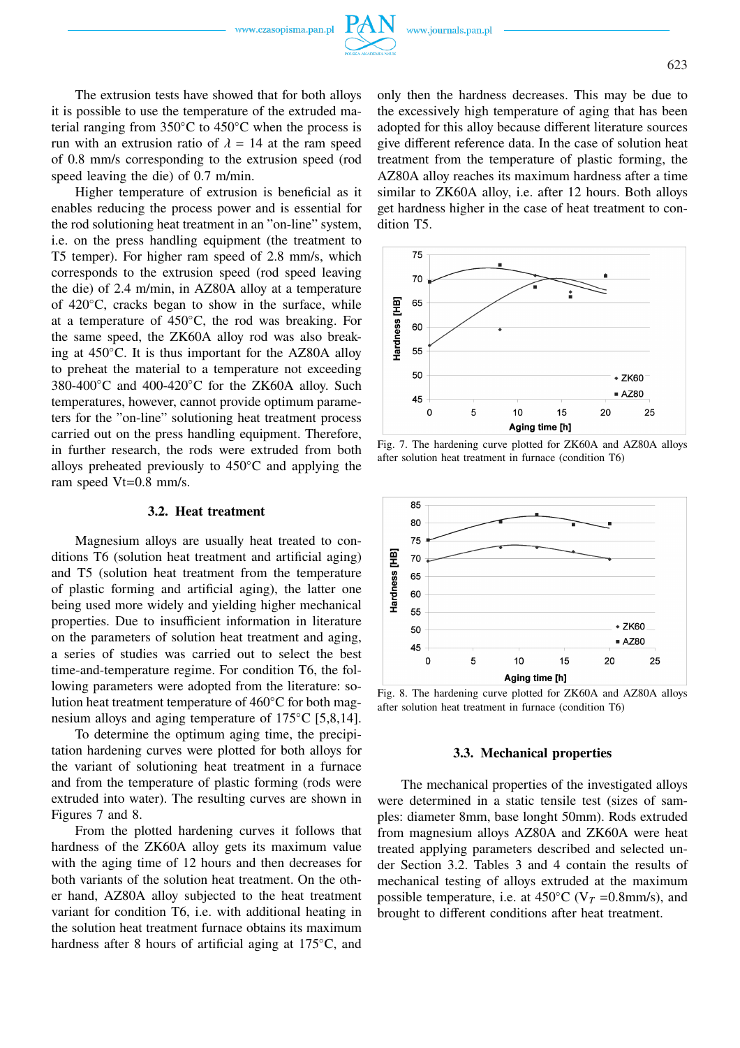The extrusion tests have showed that for both alloys it is possible to use the temperature of the extruded material ranging from 350°C to 450°C when the process is run with an extrusion ratio of $\lambda$ = 14 at the ram speed of 0.8 mm/s corresponding to the extrusion speed (rod speed leaving the die) of 0.7 m/min.

Higher temperature of extrusion is beneficial as it enables reducing the process power and is essential for the rod solutioning heat treatment in an "on-line" system, i.e. on the press handling equipment (the treatment to T5 temper). For higher ram speed of 2.8 mm/s, which corresponds to the extrusion speed (rod speed leaving the die) of 2.4 m/min, in AZ80A alloy at a temperature of 420°C, cracks began to show in the surface, while at a temperature of 450°C, the rod was breaking. For the same speed, the ZK60A alloy rod was also breaking at 450°C. It is thus important for the AZ80A alloy to preheat the material to a temperature not exceeding 380-400°C and 400-420°C for the ZK60A alloy. Such temperatures, however, cannot provide optimum parameters for the "on-line" solutioning heat treatment process carried out on the press handling equipment. Therefore, in further research, the rods were extruded from both alloys preheated previously to 450°C and applying the ram speed Vt=0.8 mm/s.

### 3.2. Heat treatment

Magnesium alloys are usually heat treated to conditions T6 (solution heat treatment and artificial aging) and T5 (solution heat treatment from the temperature of plastic forming and artificial aging), the latter one being used more widely and yielding higher mechanical properties. Due to insufficient information in literature on the parameters of solution heat treatment and aging, a series of studies was carried out to select the best time-and-temperature regime. For condition T6, the following parameters were adopted from the literature: solution heat treatment temperature of 460°C for both magnesium alloys and aging temperature of 175°C [5,8,14].

To determine the optimum aging time, the precipitation hardening curves were plotted for both alloys for the variant of solutioning heat treatment in a furnace and from the temperature of plastic forming (rods were extruded into water). The resulting curves are shown in Figures 7 and 8.

From the plotted hardening curves it follows that hardness of the ZK60A alloy gets its maximum value with the aging time of 12 hours and then decreases for both variants of the solution heat treatment. On the other hand, AZ80A alloy subjected to the heat treatment variant for condition T6, i.e. with additional heating in the solution heat treatment furnace obtains its maximum hardness after 8 hours of artificial aging at 175°C, and only then the hardness decreases. This may be due to the excessively high temperature of aging that has been adopted for this alloy because different literature sources give different reference data. In the case of solution heat treatment from the temperature of plastic forming, the AZ80A alloy reaches its maximum hardness after a time similar to ZK60A alloy, i.e. after 12 hours. Both alloys get hardness higher in the case of heat treatment to condition T5.

Fig. 7. The hardening curve plotted for ZK60A and AZ80A alloys after solution heat treatment in furnace (condition T6)

Fig. 8. The hardening curve plotted for ZK60A and AZ80A alloys after solution heat treatment in furnace (condition T6)

### 3.3. Mechanical properties

The mechanical properties of the investigated alloys were determined in a static tensile test (sizes of samples: diameter 8mm, base longht 50mm). Rods extruded from magnesium alloys AZ80A and ZK60A were heat treated applying parameters described and selected under Section 3.2. Tables 3 and 4 contain the results of mechanical testing of alloys extruded at the maximum possible temperature, i.e. at 450°C ($V_T$ =0.8mm/s), and brought to different conditions after heat treatment.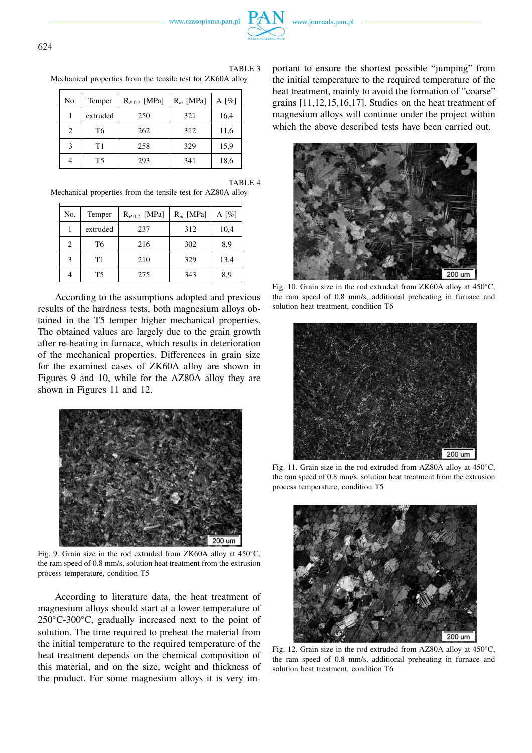TABLE 3

Mechanical properties from the tensile test for ZK60A alloy

| No. | Temper | $R_{P0.2}$ [MPa] | $R_m$ [MPa] | A [%] |
|---|---|---|---|---|
| 1 | extruded | 250 | 321 | 16,4 |
| 2 | T6 | 262 | 312 | 11,6 |
| 3 | T1 | 258 | 329 | 15,9 |
| 4 | T5 | 293 | 341 | 18,6 |

TABLE 4

Mechanical properties from the tensile test for AZ80A alloy

| No. | Temper | $R_{P0.2}$ [MPa] | $R_m$ [MPa] | A [%] |
|---|---|---|---|---|
| 1 | extruded | 237 | 312 | 10,4 |
| 2 | T6 | 216 | 302 | 8,9 |
| 3 | T1 | 210 | 329 | 13,4 |
| 4 | T5 | 275 | 343 | 8,9 |

According to the assumptions adopted and previous results of the hardness tests, both magnesium alloys obtained in the T5 temper higher mechanical properties. The obtained values are largely due to the grain growth after re-heating in furnace, which results in deterioration of the mechanical properties. Differences in grain size for the examined cases of ZK60A alloy are shown in Figures 9 and 10, while for the AZ80A alloy they are shown in Figures 11 and 12.

Fig. 9. Grain size in the rod extruded from ZK60A alloy at 450°C, the ram speed of 0.8 mm/s, solution heat treatment from the extrusion process temperature, condition T5

According to literature data, the heat treatment of magnesium alloys should start at a lower temperature of 250°C-300°C, gradually increased next to the point of solution. The time required to preheat the material from the initial temperature to the required temperature of the heat treatment depends on the chemical composition of this material, and on the size, weight and thickness of the product. For some magnesium alloys it is very important to ensure the shortest possible "jumping" from the initial temperature to the required temperature of the heat treatment, mainly to avoid the formation of "coarse" grains [11,12,15,16,17]. Studies on the heat treatment of magnesium alloys will continue under the project within which the above described tests have been carried out.

Fig. 10. Grain size in the rod extruded from ZK60A alloy at 450°C, the ram speed of 0.8 mm/s, additional preheating in furnace and solution heat treatment, condition T6

Fig. 11. Grain size in the rod extruded from AZ80A alloy at 450°C, the ram speed of 0.8 mm/s, solution heat treatment from the extrusion process temperature, condition T5

Fig. 12. Grain size in the rod extruded from AZ80A alloy at 450°C, the ram speed of 0.8 mm/s, additional preheating in furnace and solution heat treatment, condition T6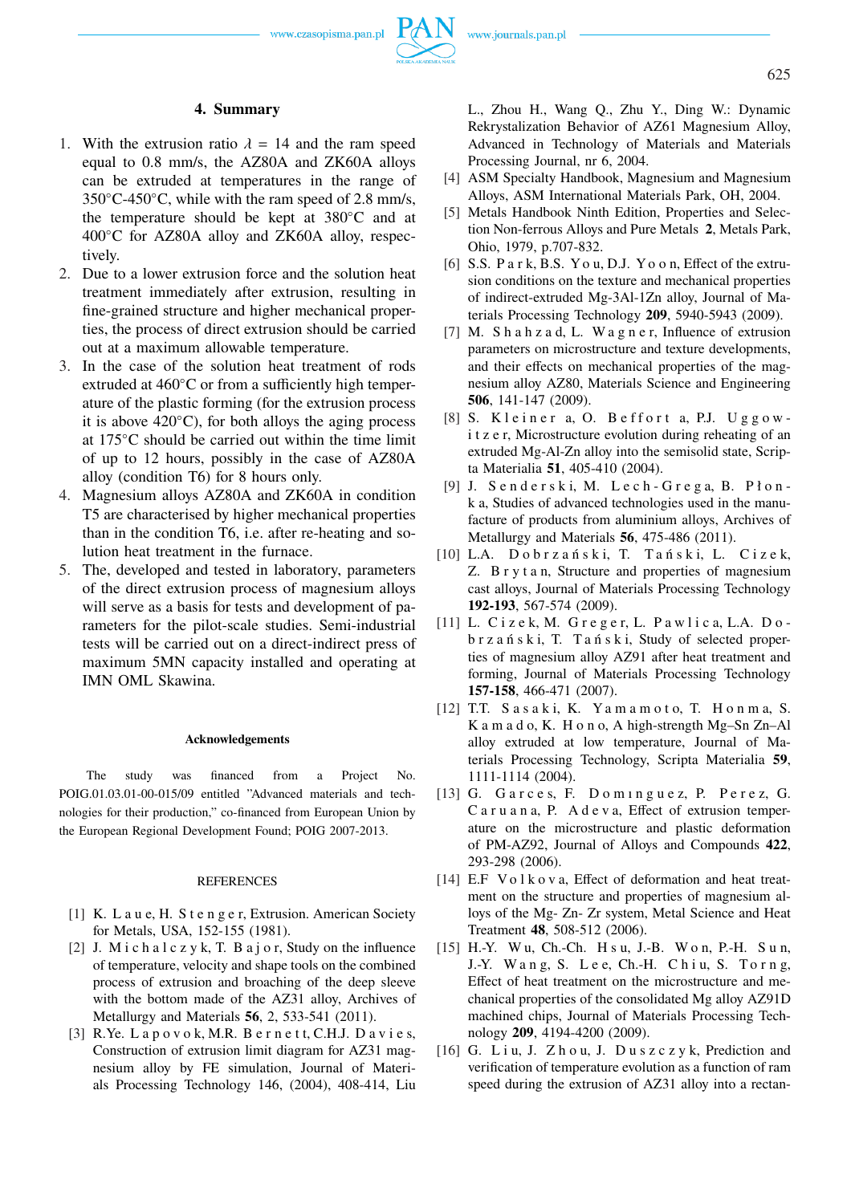## 4. Summary

1. With the extrusion ratio $\lambda$ = 14 and the ram speed equal to 0.8 mm/s, the AZ80A and ZK60A alloys can be extruded at temperatures in the range of 350°C-450°C, while with the ram speed of 2.8 mm/s, the temperature should be kept at 380°C and at 400°C for AZ80A alloy and ZK60A alloy, respectively.
2. Due to a lower extrusion force and the solution heat treatment immediately after extrusion, resulting in fine-grained structure and higher mechanical properties, the process of direct extrusion should be carried out at a maximum allowable temperature.
3. In the case of solution heat treatment of rods extruded at 460°C or from a sufficiently high temperature of the plastic forming (for the extrusion process it is above 420°C), for both alloys the aging process at 175°C should be carried out within the time limit of up to 12 hours, possibly in the case of AZ80A alloy (condition T6) for 8 hours only.
4. Magnesium alloys AZ80A and ZK60A in condition T5 are characterised by higher mechanical properties than in the condition T6, i.e. after re-heating and solution heat treatment in the furnace.
5. The, developed and tested in laboratory, parameters of the direct extrusion process of magnesium alloys will serve as a basis for tests and development of parameters for the pilot-scale studies. Semi-industrial tests will be carried out on a direct-indirect press of maximum 5MN capacity installed and operating at IMN OML Skawina.

### Acknowledgements

The study was financed from a Project No. POIG.01.03.01-00-015/09 entitled "Advanced materials and technologies for their production," co-financed from European Union by the European Regional Development Found; POIG 2007-2013.

### REFERENCES

[1] K. Laue, H. Stenger, Extrusion. American Society for Metals, USA, 152-155 (1981).

[2] J. Michalczyk, T. Bajor, Study on the influence of temperature, velocity and shape tools on the combined process of extrusion and broaching of the deep sleeve with the bottom made of the AZ31 alloy, Archives of Metallurgy and Materials **56**, 2, 533-541 (2011).

[3] R.Ye. Lapovok, M.R. Bernett, C.H.J. Davies, Construction of extrusion limit diagram for AZ31 magnesium alloy by FE simulation, Journal of Materials Processing Technology 146, (2004), 408-414, Liu L., Zhou H., Wang Q., Zhu Y., Ding W.: Dynamic Rekrystalization Behavior of AZ61 Magnesium Alloy, Advanced in Technology of Materials and Materials Processing Journal, nr 6, 2004.

[4] ASM Specialty Handbook, Magnesium and Magnesium Alloys, ASM International Materials Park, OH, 2004.

[5] Metals Handbook Ninth Edition, Properties and Selection Non-ferrous Alloys and Pure Metals **2**, Metals Park, Ohio, 1979, p.707-832.

[6] S.S. Park, B.S. You, D.J. Yoon, Effect of the extrusion conditions on the texture and mechanical properties of indirect-extruded Mg-3Al-1Zn alloy, Journal of Materials Processing Technology **209**, 5940-5943 (2009).

[7] M. Shahzad, L. Wagner, Influence of extrusion parameters on microstructure and texture developments, and their effects on mechanical properties of the magnesium alloy AZ80, Materials Science and Engineering **506**, 141-147 (2009).

[8] S. Kleiner a, O. Beffort a, P.J. Uggowitzer, Microstructure evolution during reheating of an extruded Mg-Al-Zn alloy into the semisolid state, Scripta Materialia **51**, 405-410 (2004).

[9] J. Senderski, M. Lech-Grega, B. Płonka, Studies of advanced technologies used in the manufacture of products from aluminium alloys, Archives of Metallurgy and Materials **56**, 475-486 (2011).

[10] L.A. Dobrzański, T. Tański, L. Cizek, Z. Brytan, Structure and properties of magnesium cast alloys, Journal of Materials Processing Technology **192-193**, 567-574 (2009).

[11] L. Cizek, M. Greger, L. Pawlica, L.A. Dobrzański, T. Tański, Study of selected properties of magnesium alloy AZ91 after heat treatment and forming, Journal of Materials Processing Technology **157-158**, 466-471 (2007).

[12] T.T. Sasaki, K. Yamamoto, T. Honma, S. Kamado, K. Hono, A high-strength Mg–Sn Zn–Al alloy extruded at low temperature, Journal of Materials Processing Technology, Scripta Materialia **59**, 1111-1114 (2004).

[13] G. Garces, F. Dominguez, P. Perez, G. Caruana, P. Adeva, Effect of extrusion temperature on the microstructure and plastic deformation of PM-AZ92, Journal of Alloys and Compounds **422**, 293-298 (2006).

[14] E.F Volkova, Effect of deformation and heat treatment on the structure and properties of magnesium alloys of the Mg- Zn- Zr system, Metal Science and Heat Treatment **48**, 508-512 (2006).

[15] H.-Y. Wu, Ch.-Ch. Hsu, J.-B. Won, P.-H. Sun, J.-Y. Wang, S. Lee, Ch.-H. Chiu, S. Torng, Effect of heat treatment on the microstructure and mechanical properties of the consolidated Mg alloy AZ91D machined chips, Journal of Materials Processing Technology **209**, 4194-4200 (2009).

[16] G. Liu, J. Zhou, J. Duszczyk, Prediction and verification of temperature evolution as a function of ram speed during the extrusion of AZ31 alloy into a rectan-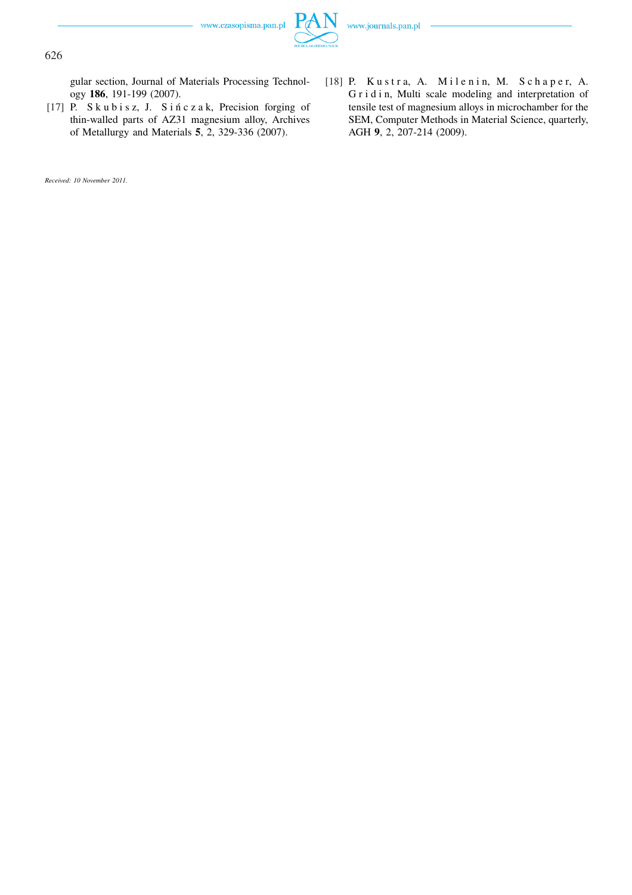gular section, Journal of Materials Processing Technology **186**, 191-199 (2007).

[17] P. Skubisz, J. Sińczak, Precision forging of thin-walled parts of AZ31 magnesium alloy, Archives of Metallurgy and Materials **5**, 2, 329-336 (2007).

[18] P. Kustra, A. Milenin, M. Schaper, A. Gridin, Multi scale modeling and interpretation of tensile test of magnesium alloys in microchamber for the SEM, Computer Methods in Material Science, quarterly, AGH **9**, 2, 207-214 (2009).

*Received: 10 November 2011.*